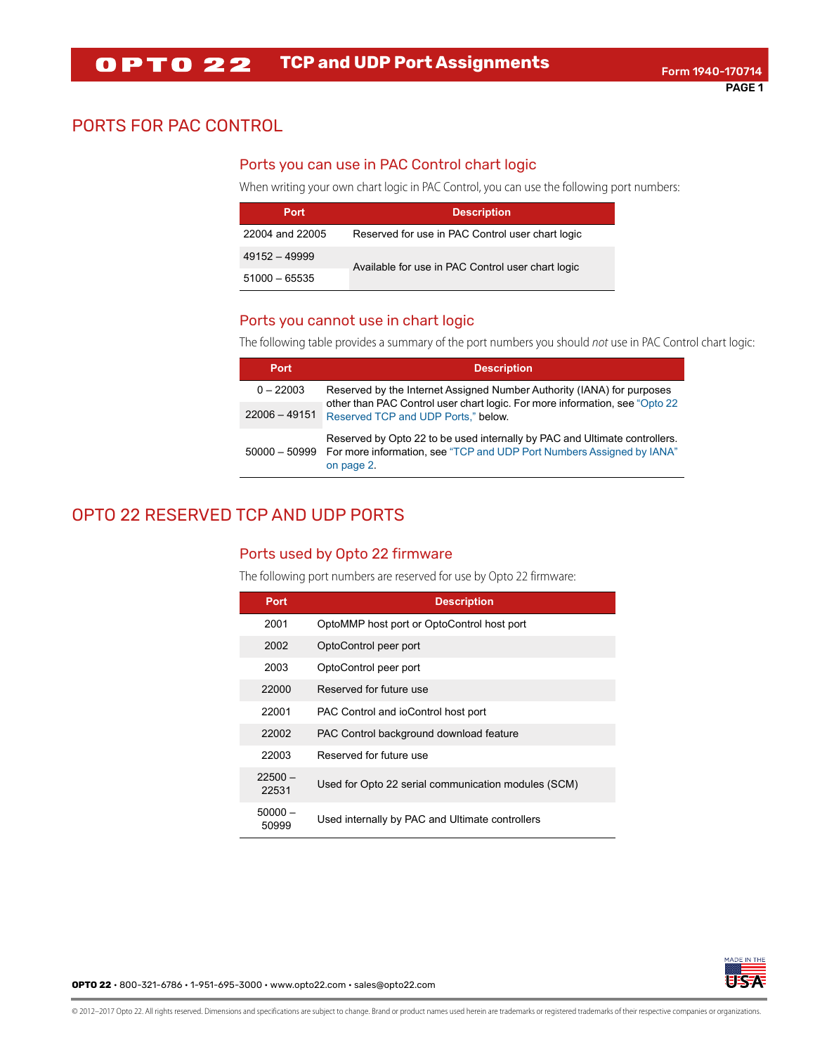# TCP and UDP Port Assignments

Form 1940-170714

## PORTS FOR PAC CONTROL

### Ports you can use in PAC Control chart logic

When writing your own chart logic in PAC Control, you can use the following port numbers:

| Port | Description |
|---|---|
| 22004 and 22005 | Reserved for use in PAC Control user chart logic |
| 49152 – 49999 | Available for use in PAC Control user chart logic |
| 51000 – 65535 | Available for use in PAC Control user chart logic |

### Ports you cannot use in chart logic

The following table provides a summary of the port numbers you should *not* use in PAC Control chart logic:

| Port | Description |
|---|---|
| 0 – 22003 | Reserved by the Internet Assigned Number Authority (IANA) for purposes other than PAC Control user chart logic. For more information, see "Opto 22 Reserved TCP and UDP Ports," below. |
| 22006 – 49151 | Reserved by the Internet Assigned Number Authority (IANA) for purposes other than PAC Control user chart logic. For more information, see "Opto 22 Reserved TCP and UDP Ports," below. |
| 50000 – 50999 | Reserved by Opto 22 to be used internally by PAC and Ultimate controllers. For more information, see "TCP and UDP Port Numbers Assigned by IANA" on page 2. |

## OPTO 22 RESERVED TCP AND UDP PORTS

### Ports used by Opto 22 firmware

The following port numbers are reserved for use by Opto 22 firmware:

| Port | Description |
|---|---|
| 2001 | OptoMMP host port or OptoControl host port |
| 2002 | OptoControl peer port |
| 2003 | OptoControl peer port |
| 22000 | Reserved for future use |
| 22001 | PAC Control and ioControl host port |
| 22002 | PAC Control background download feature |
| 22003 | Reserved for future use |
| 22500 – 22531 | Used for Opto 22 serial communication modules (SCM) |
| 50000 – 50999 | Used internally by PAC and Ultimate controllers |

**OPTO 22** • 800-321-6786 • 1-951-695-3000 • www.opto22.com • sales@opto22.com

© 2012–2017 Opto 22. All rights reserved. Dimensions and specifications are subject to change. Brand or product names used herein are trademarks or registered trademarks of their respective companies or organizations.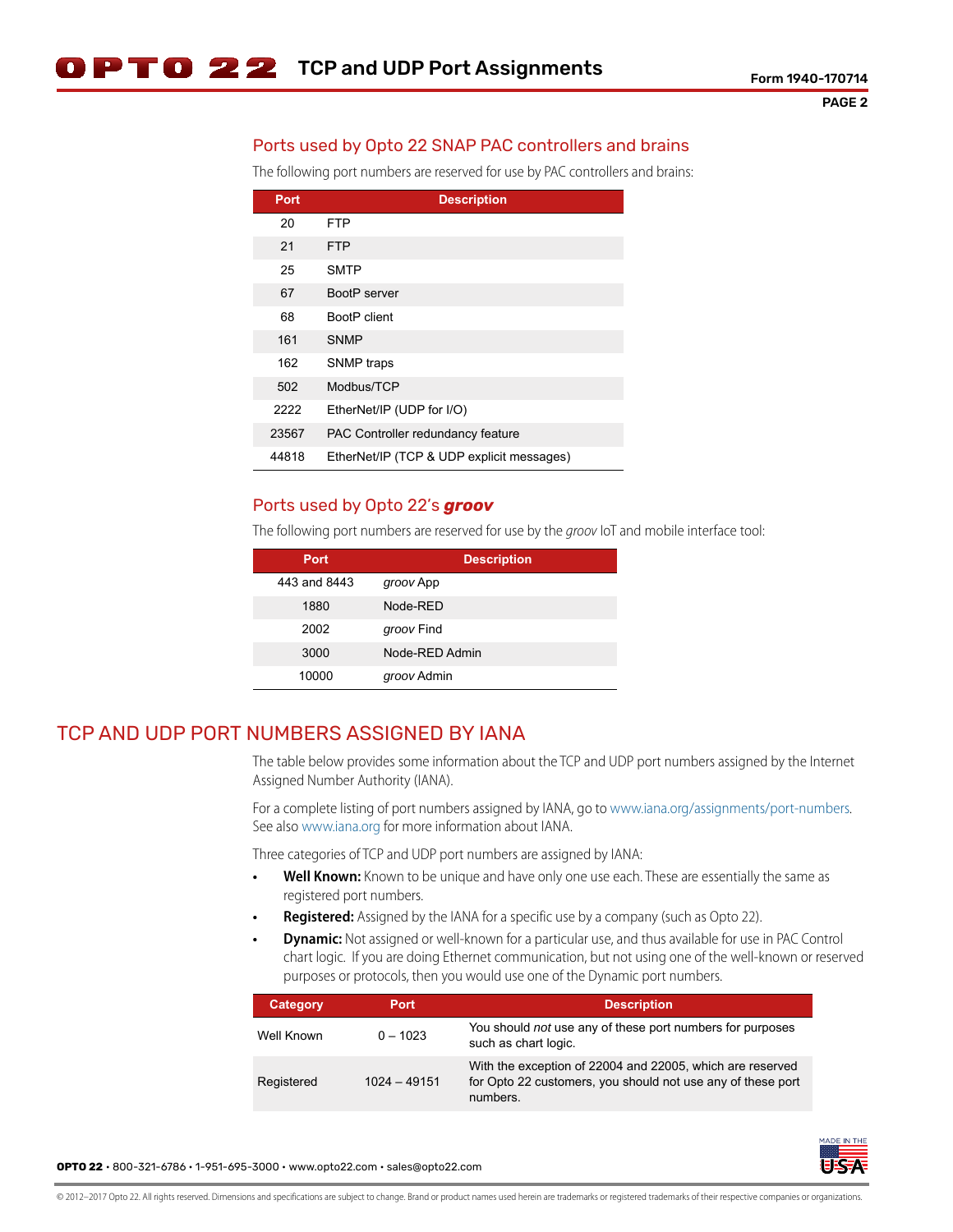## Ports used by Opto 22 SNAP PAC controllers and brains

The following port numbers are reserved for use by PAC controllers and brains:

| Port | Description |
|---|---|
| 20 | FTP |
| 21 | FTP |
| 25 | SMTP |
| 67 | BootP server |
| 68 | BootP client |
| 161 | SNMP |
| 162 | SNMP traps |
| 502 | Modbus/TCP |
| 2222 | EtherNet/IP (UDP for I/O) |
| 23567 | PAC Controller redundancy feature |
| 44818 | EtherNet/IP (TCP & UDP explicit messages) |

## Ports used by Opto 22's ***groov***

The following port numbers are reserved for use by the *groov* IoT and mobile interface tool:

| Port | Description |
|---|---|
| 443 and 8443 | *groov* App |
| 1880 | Node-RED |
| 2002 | *groov* Find |
| 3000 | Node-RED Admin |
| 10000 | *groov* Admin |

# TCP AND UDP PORT NUMBERS ASSIGNED BY IANA

The table below provides some information about the TCP and UDP port numbers assigned by the Internet Assigned Number Authority (IANA).

For a complete listing of port numbers assigned by IANA, go to www.iana.org/assignments/port-numbers. See also www.iana.org for more information about IANA.

Three categories of TCP and UDP port numbers are assigned by IANA:

- **Well Known:** Known to be unique and have only one use each. These are essentially the same as registered port numbers.
- **Registered:** Assigned by the IANA for a specific use by a company (such as Opto 22).
- **Dynamic:** Not assigned or well-known for a particular use, and thus available for use in PAC Control chart logic. If you are doing Ethernet communication, but not using one of the well-known or reserved purposes or protocols, then you would use one of the Dynamic port numbers.

| Category | Port | Description |
|---|---|---|
| Well Known | 0 – 1023 | You should *not* use any of these port numbers for purposes such as chart logic. |
| Registered | 1024 – 49151 | With the exception of 22004 and 22005, which are reserved for Opto 22 customers, you should not use any of these port numbers. |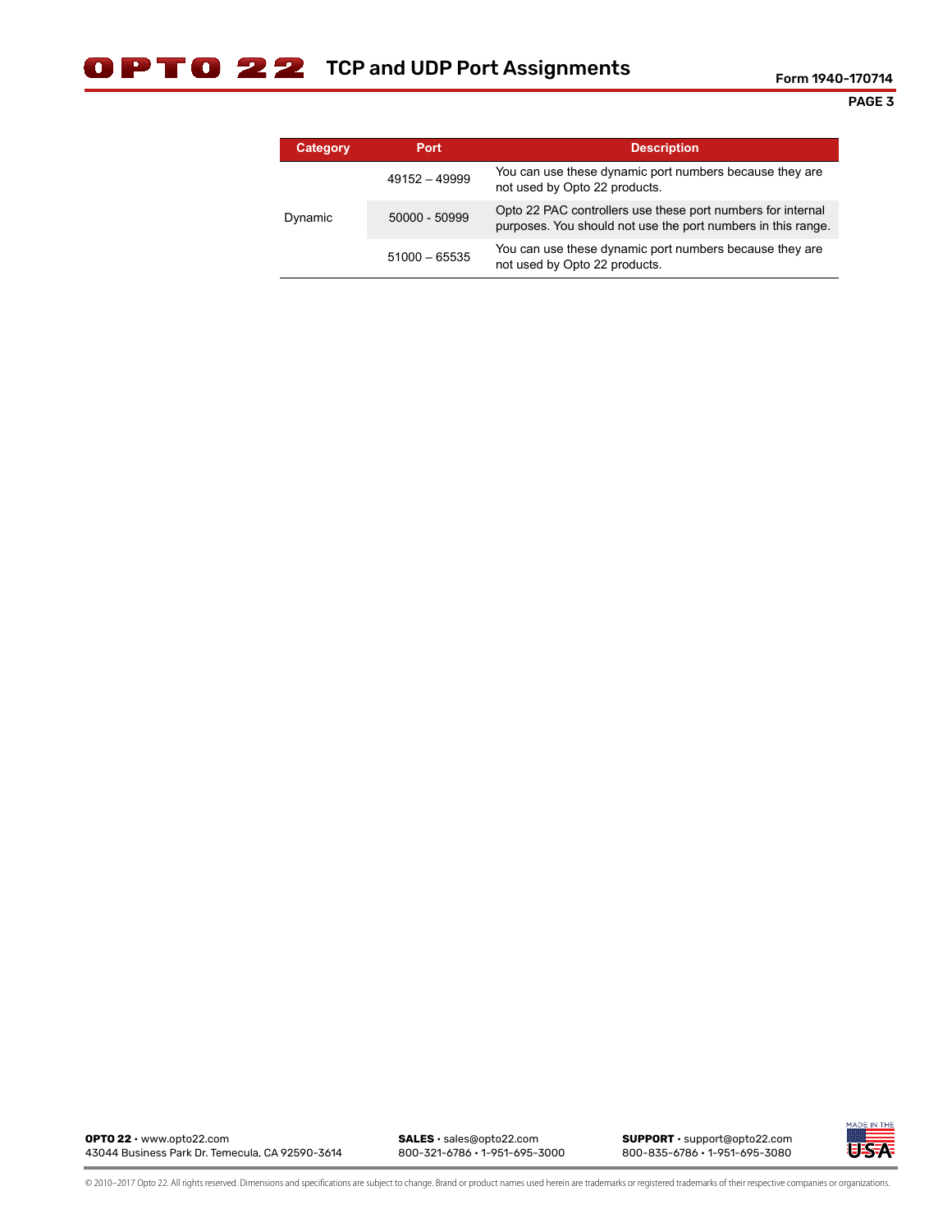| Category | Port | Description |
|---|---|---|
| Dynamic | 49152 – 49999 | You can use these dynamic port numbers because they are not used by Opto 22 products. |
| | 50000 - 50999 | Opto 22 PAC controllers use these port numbers for internal purposes. You should not use the port numbers in this range. |
| | 51000 – 65535 | You can use these dynamic port numbers because they are not used by Opto 22 products. |